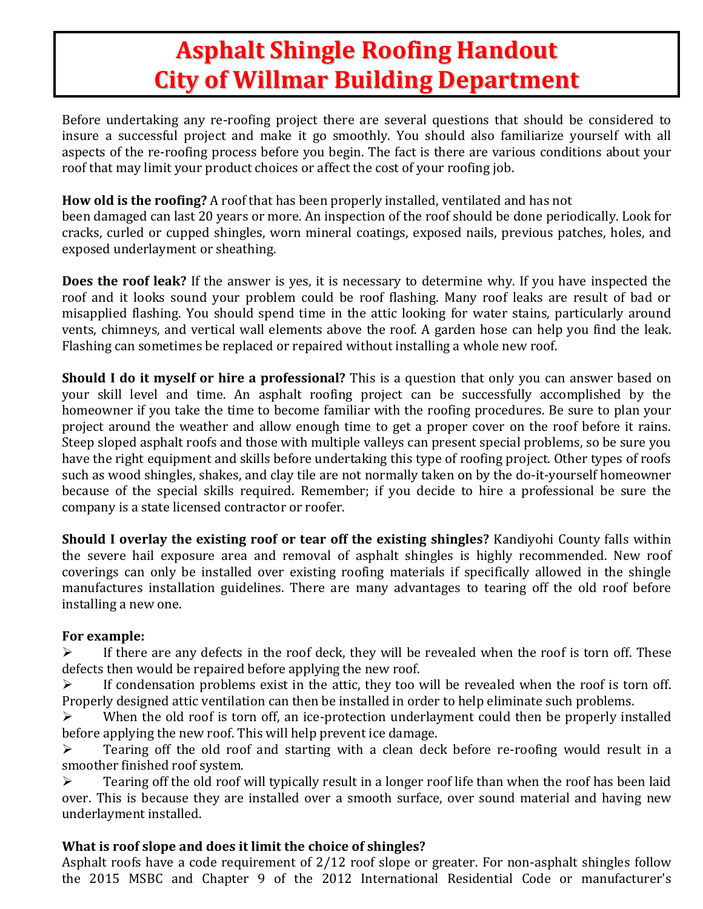# Asphalt Shingle Roofing Handout
# City of Willmar Building Department

Before undertaking any re-roofing project there are several questions that should be considered to insure a successful project and make it go smoothly. You should also familiarize yourself with all aspects of the re-roofing process before you begin. The fact is there are various conditions about your roof that may limit your product choices or affect the cost of your roofing job.

**How old is the roofing?** A roof that has been properly installed, ventilated and has not been damaged can last 20 years or more. An inspection of the roof should be done periodically. Look for cracks, curled or cupped shingles, worn mineral coatings, exposed nails, previous patches, holes, and exposed underlayment or sheathing.

**Does the roof leak?** If the answer is yes, it is necessary to determine why. If you have inspected the roof and it looks sound your problem could be roof flashing. Many roof leaks are result of bad or misapplied flashing. You should spend time in the attic looking for water stains, particularly around vents, chimneys, and vertical wall elements above the roof. A garden hose can help you find the leak. Flashing can sometimes be replaced or repaired without installing a whole new roof.

**Should I do it myself or hire a professional?** This is a question that only you can answer based on your skill level and time. An asphalt roofing project can be successfully accomplished by the homeowner if you take the time to become familiar with the roofing procedures. Be sure to plan your project around the weather and allow enough time to get a proper cover on the roof before it rains. Steep sloped asphalt roofs and those with multiple valleys can present special problems, so be sure you have the right equipment and skills before undertaking this type of roofing project. Other types of roofs such as wood shingles, shakes, and clay tile are not normally taken on by the do-it-yourself homeowner because of the special skills required. Remember; if you decide to hire a professional be sure the company is a state licensed contractor or roofer.

**Should I overlay the existing roof or tear off the existing shingles?** Kandiyohi County falls within the severe hail exposure area and removal of asphalt shingles is highly recommended. New roof coverings can only be installed over existing roofing materials if specifically allowed in the shingle manufactures installation guidelines. There are many advantages to tearing off the old roof before installing a new one.

**For example:**

- If there are any defects in the roof deck, they will be revealed when the roof is torn off. These defects then would be repaired before applying the new roof.
- If condensation problems exist in the attic, they too will be revealed when the roof is torn off. Properly designed attic ventilation can then be installed in order to help eliminate such problems.
- When the old roof is torn off, an ice-protection underlayment could then be properly installed before applying the new roof. This will help prevent ice damage.
- Tearing off the old roof and starting with a clean deck before re-roofing would result in a smoother finished roof system.
- Tearing off the old roof will typically result in a longer roof life than when the roof has been laid over. This is because they are installed over a smooth surface, over sound material and having new underlayment installed.

**What is roof slope and does it limit the choice of shingles?**

Asphalt roofs have a code requirement of 2/12 roof slope or greater. For non-asphalt shingles follow the 2015 MSBC and Chapter 9 of the 2012 International Residential Code or manufacturer's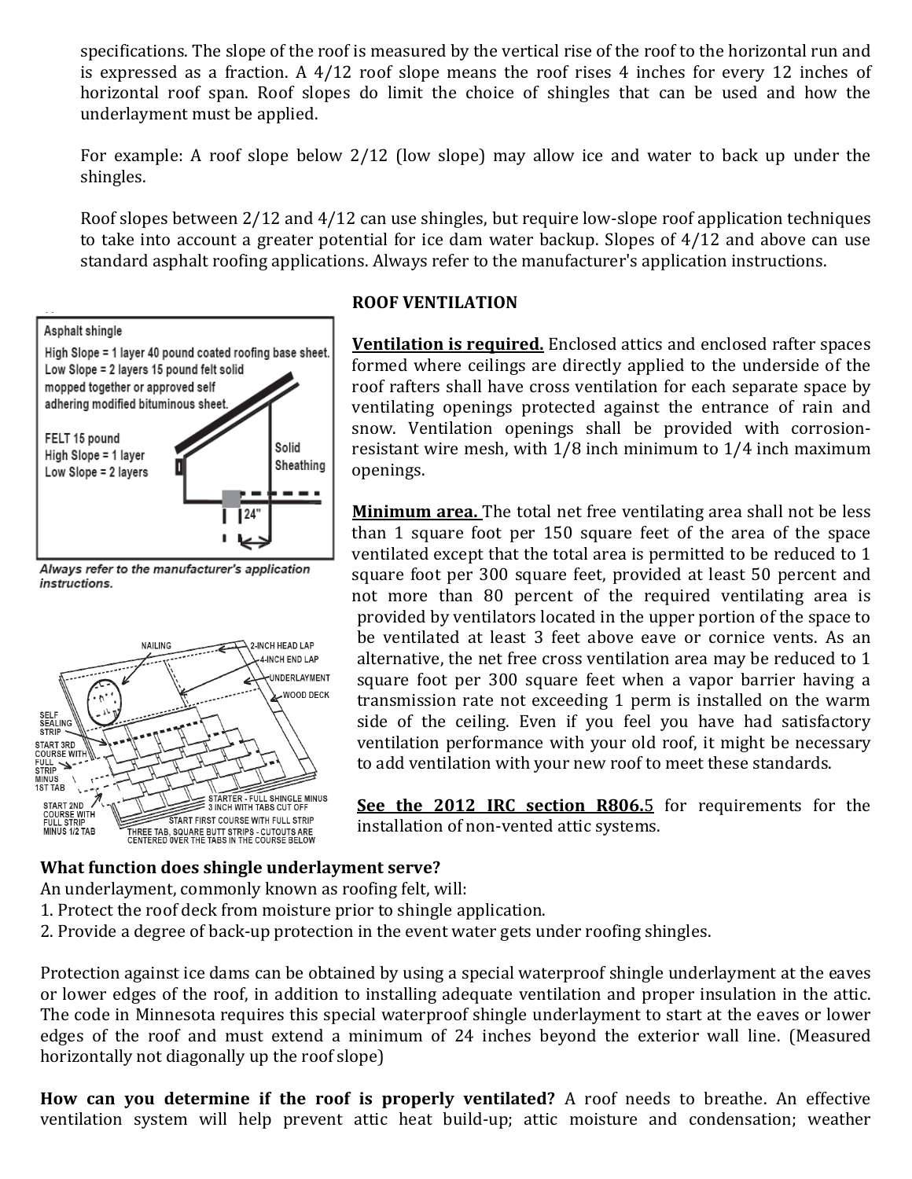specifications. The slope of the roof is measured by the vertical rise of the roof to the horizontal run and is expressed as a fraction. A 4/12 roof slope means the roof rises 4 inches for every 12 inches of horizontal roof span. Roof slopes do limit the choice of shingles that can be used and how the underlayment must be applied.

For example: A roof slope below 2/12 (low slope) may allow ice and water to back up under the shingles.

Roof slopes between 2/12 and 4/12 can use shingles, but require low-slope roof application techniques to take into account a greater potential for ice dam water backup. Slopes of 4/12 and above can use standard asphalt roofing applications. Always refer to the manufacturer's application instructions.

Asphalt shingle
High Slope = 1 layer 40 pound coated roofing base sheet.
Low Slope = 2 layers 15 pound felt solid mopped together or approved self adhering modified bituminous sheet.

FELT 15 pound
High Slope = 1 layer
Low Slope = 2 layers

*Always refer to the manufacturer's application instructions.*

**ROOF VENTILATION**

**Ventilation is required.** Enclosed attics and enclosed rafter spaces formed where ceilings are directly applied to the underside of the roof rafters shall have cross ventilation for each separate space by ventilating openings protected against the entrance of rain and snow. Ventilation openings shall be provided with corrosion-resistant wire mesh, with 1/8 inch minimum to 1/4 inch maximum openings.

**Minimum area.** The total net free ventilating area shall not be less than 1 square foot per 150 square feet of the area of the space ventilated except that the total area is permitted to be reduced to 1 square foot per 300 square feet, provided at least 50 percent and not more than 80 percent of the required ventilating area is provided by ventilators located in the upper portion of the space to be ventilated at least 3 feet above eave or cornice vents. As an alternative, the net free cross ventilation area may be reduced to 1 square foot per 300 square feet when a vapor barrier having a transmission rate not exceeding 1 perm is installed on the warm side of the ceiling. Even if you feel you have had satisfactory ventilation performance with your old roof, it might be necessary to add ventilation with your new roof to meet these standards.

**See the 2012 IRC section R806.5** for requirements for the installation of non-vented attic systems.

**What function does shingle underlayment serve?**
An underlayment, commonly known as roofing felt, will:
1. Protect the roof deck from moisture prior to shingle application.
2. Provide a degree of back-up protection in the event water gets under roofing shingles.

Protection against ice dams can be obtained by using a special waterproof shingle underlayment at the eaves or lower edges of the roof, in addition to installing adequate ventilation and proper insulation in the attic. The code in Minnesota requires this special waterproof shingle underlayment to start at the eaves or lower edges of the roof and must extend a minimum of 24 inches beyond the exterior wall line. (Measured horizontally not diagonally up the roof slope)

**How can you determine if the roof is properly ventilated?** A roof needs to breathe. An effective ventilation system will help prevent attic heat build-up; attic moisture and condensation; weather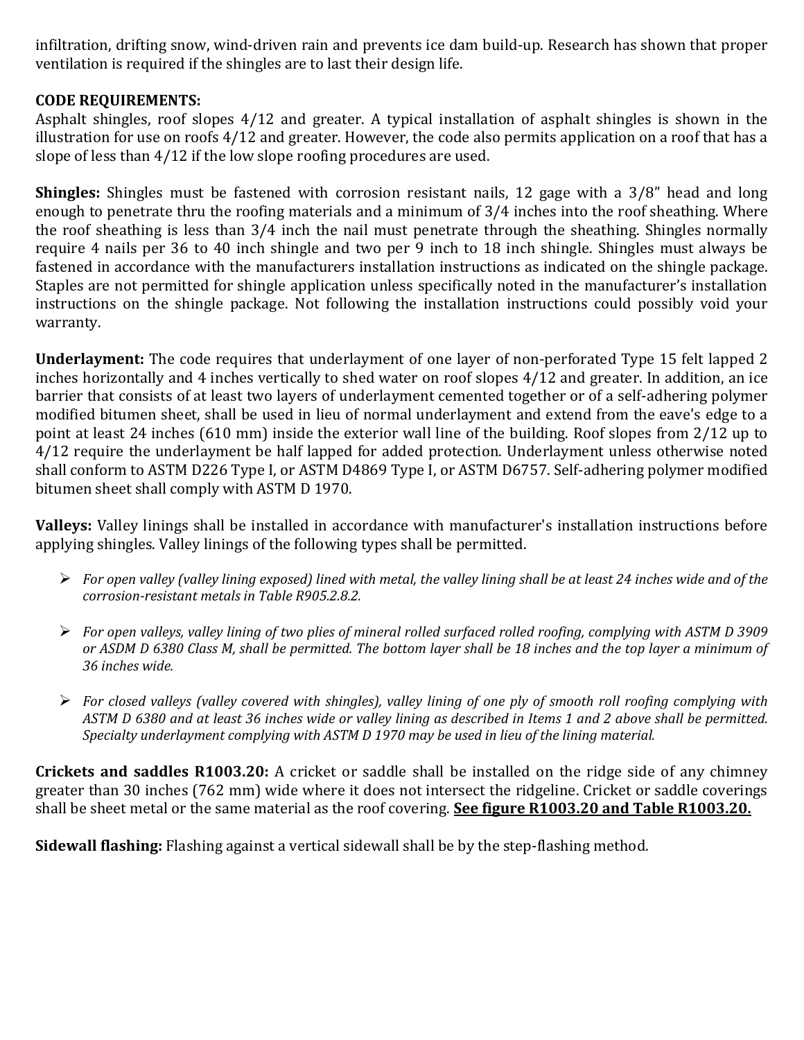infiltration, drifting snow, wind-driven rain and prevents ice dam build-up. Research has shown that proper ventilation is required if the shingles are to last their design life.

**CODE REQUIREMENTS:**
Asphalt shingles, roof slopes 4/12 and greater. A typical installation of asphalt shingles is shown in the illustration for use on roofs 4/12 and greater. However, the code also permits application on a roof that has a slope of less than 4/12 if the low slope roofing procedures are used.

**Shingles:** Shingles must be fastened with corrosion resistant nails, 12 gage with a 3/8" head and long enough to penetrate thru the roofing materials and a minimum of 3/4 inches into the roof sheathing. Where the roof sheathing is less than 3/4 inch the nail must penetrate through the sheathing. Shingles normally require 4 nails per 36 to 40 inch shingle and two per 9 inch to 18 inch shingle. Shingles must always be fastened in accordance with the manufacturers installation instructions as indicated on the shingle package. Staples are not permitted for shingle application unless specifically noted in the manufacturer's installation instructions on the shingle package. Not following the installation instructions could possibly void your warranty.

**Underlayment:** The code requires that underlayment of one layer of non-perforated Type 15 felt lapped 2 inches horizontally and 4 inches vertically to shed water on roof slopes 4/12 and greater. In addition, an ice barrier that consists of at least two layers of underlayment cemented together or of a self-adhering polymer modified bitumen sheet, shall be used in lieu of normal underlayment and extend from the eave's edge to a point at least 24 inches (610 mm) inside the exterior wall line of the building. Roof slopes from 2/12 up to 4/12 require the underlayment be half lapped for added protection. Underlayment unless otherwise noted shall conform to ASTM D226 Type I, or ASTM D4869 Type I, or ASTM D6757. Self-adhering polymer modified bitumen sheet shall comply with ASTM D 1970.

**Valleys:** Valley linings shall be installed in accordance with manufacturer's installation instructions before applying shingles. Valley linings of the following types shall be permitted.

- *For open valley (valley lining exposed) lined with metal, the valley lining shall be at least 24 inches wide and of the corrosion-resistant metals in Table R905.2.8.2.*
- *For open valleys, valley lining of two plies of mineral rolled surfaced rolled roofing, complying with ASTM D 3909 or ASDM D 6380 Class M, shall be permitted. The bottom layer shall be 18 inches and the top layer a minimum of 36 inches wide.*
- *For closed valleys (valley covered with shingles), valley lining of one ply of smooth roll roofing complying with ASTM D 6380 and at least 36 inches wide or valley lining as described in Items 1 and 2 above shall be permitted. Specialty underlayment complying with ASTM D 1970 may be used in lieu of the lining material.*

**Crickets and saddles R1003.20:** A cricket or saddle shall be installed on the ridge side of any chimney greater than 30 inches (762 mm) wide where it does not intersect the ridgeline. Cricket or saddle coverings shall be sheet metal or the same material as the roof covering. **See figure R1003.20 and Table R1003.20.**

**Sidewall flashing:** Flashing against a vertical sidewall shall be by the step-flashing method.